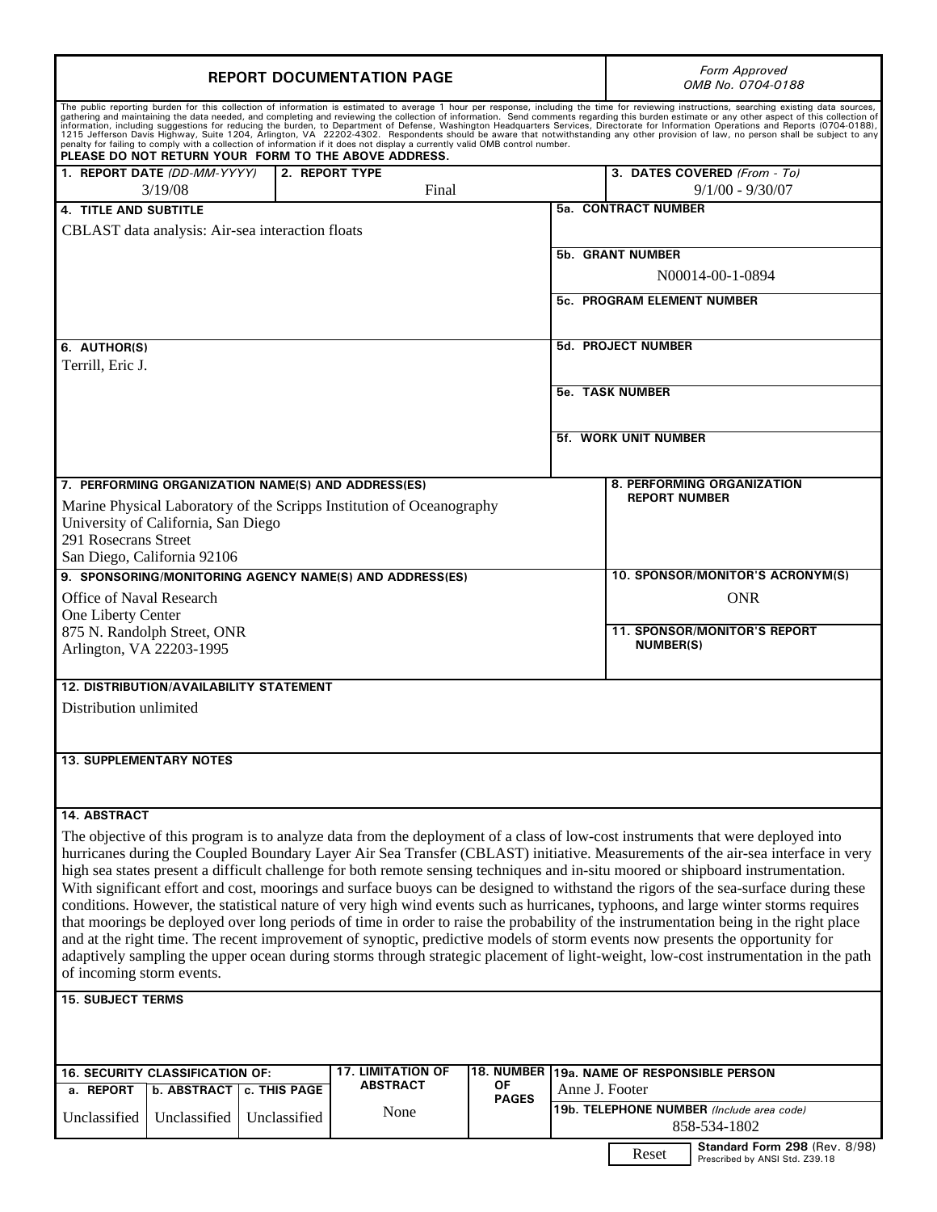# REPORT DOCUMENTATION PAGE

*Form Approved*
*OMB No. 0704-0188*

The public reporting burden for this collection of information is estimated to average 1 hour per response, including the time for reviewing instructions, searching existing data sources, gathering and maintaining the data needed, and completing and reviewing the collection of information. Send comments regarding this burden estimate or any other aspect of this collection of information, including suggestions for reducing the burden, to Department of Defense, Washington Headquarters Services, Directorate for Information Operations and Reports (0704-0188), 1215 Jefferson Davis Highway, Suite 1204, Arlington, VA 22202-4302. Respondents should be aware that notwithstanding any other provision of law, no person shall be subject to any penalty for failing to comply with a collection of information if it does not display a currently valid OMB control number.

**PLEASE DO NOT RETURN YOUR FORM TO THE ABOVE ADDRESS.**

| 1. REPORT DATE *(DD-MM-YYYY)* | 2. REPORT TYPE | 3. DATES COVERED *(From - To)* |
|---|---|---|
| 3/19/08 | Final | 9/1/00 - 9/30/07 |

**4. TITLE AND SUBTITLE**
CBLAST data analysis: Air-sea interaction floats

**5a. CONTRACT NUMBER**

**5b. GRANT NUMBER**
N00014-00-1-0894

**5c. PROGRAM ELEMENT NUMBER**

**6. AUTHOR(S)**
Terrill, Eric J.

**5d. PROJECT NUMBER**

**5e. TASK NUMBER**

**5f. WORK UNIT NUMBER**

**7. PERFORMING ORGANIZATION NAME(S) AND ADDRESS(ES)**
Marine Physical Laboratory of the Scripps Institution of Oceanography
University of California, San Diego
291 Rosecrans Street
San Diego, California 92106

**8. PERFORMING ORGANIZATION REPORT NUMBER**

**9. SPONSORING/MONITORING AGENCY NAME(S) AND ADDRESS(ES)**
Office of Naval Research
One Liberty Center
875 N. Randolph Street, ONR
Arlington, VA 22203-1995

**10. SPONSOR/MONITOR'S ACRONYM(S)**
ONR

**11. SPONSOR/MONITOR'S REPORT NUMBER(S)**

**12. DISTRIBUTION/AVAILABILITY STATEMENT**
Distribution unlimited

**13. SUPPLEMENTARY NOTES**

**14. ABSTRACT**
The objective of this program is to analyze data from the deployment of a class of low-cost instruments that were deployed into hurricanes during the Coupled Boundary Layer Air Sea Transfer (CBLAST) initiative. Measurements of the air-sea interface in very high sea states present a difficult challenge for both remote sensing techniques and in-situ moored or shipboard instrumentation. With significant effort and cost, moorings and surface buoys can be designed to withstand the rigors of the sea-surface during these conditions. However, the statistical nature of very high wind events such as hurricanes, typhoons, and large winter storms requires that moorings be deployed over long periods of time in order to raise the probability of the instrumentation being in the right place and at the right time. The recent improvement of synoptic, predictive models of storm events now presents the opportunity for adaptively sampling the upper ocean during storms through strategic placement of light-weight, low-cost instrumentation in the path of incoming storm events.

**15. SUBJECT TERMS**

| 16. SECURITY CLASSIFICATION OF: a. REPORT | b. ABSTRACT | c. THIS PAGE | 17. LIMITATION OF ABSTRACT | 18. NUMBER OF PAGES | 19a. NAME OF RESPONSIBLE PERSON / 19b. TELEPHONE NUMBER *(Include area code)* |
|---|---|---|---|---|---|
| Unclassified | Unclassified | Unclassified | None | | Anne J. Footer / 858-534-1802 |

Reset

**Standard Form 298** (Rev. 8/98)
Prescribed by ANSI Std. Z39.18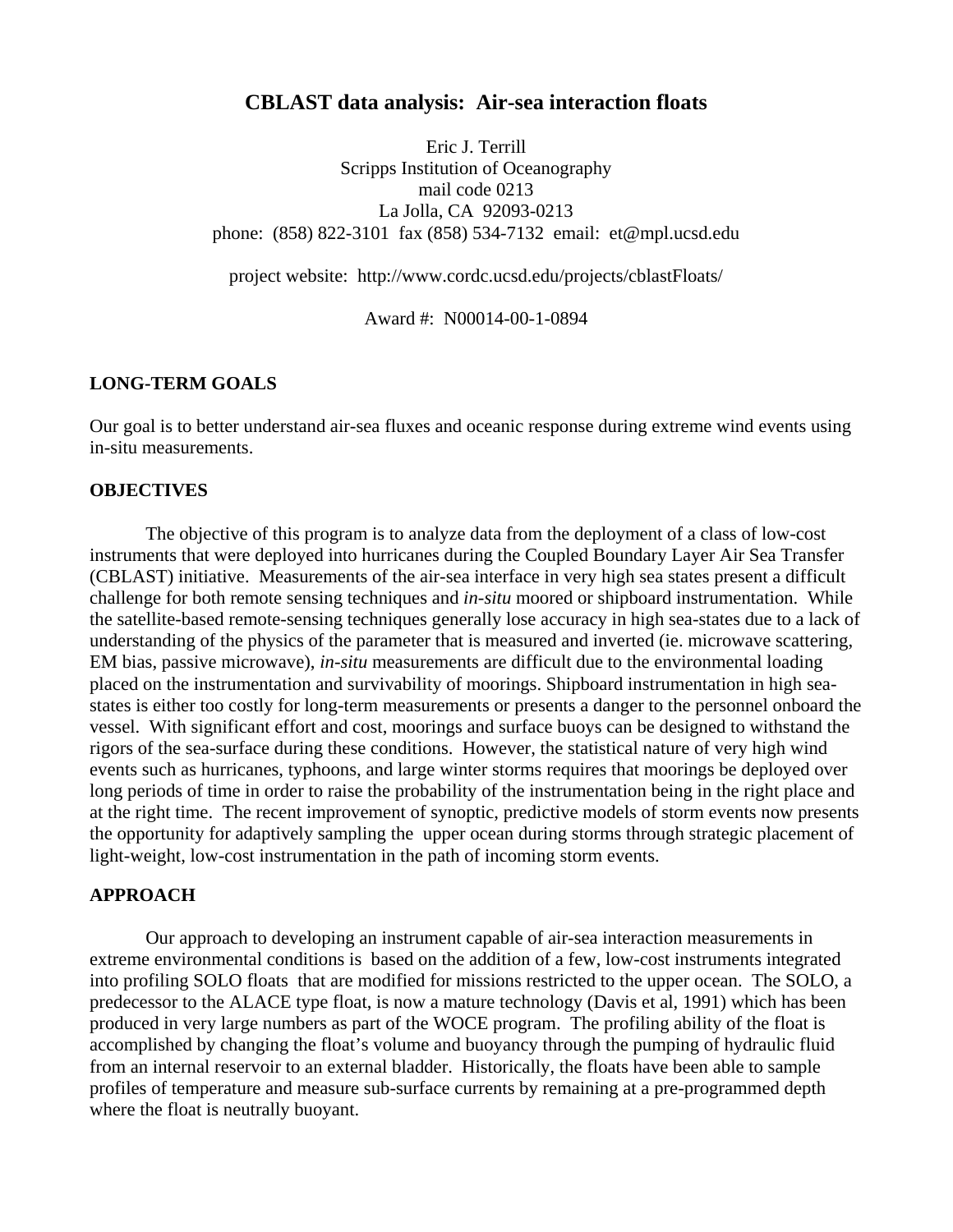# CBLAST data analysis: Air-sea interaction floats

Eric J. Terrill
Scripps Institution of Oceanography
mail code 0213
La Jolla, CA 92093-0213
phone: (858) 822-3101 fax (858) 534-7132 email: et@mpl.ucsd.edu

project website: http://www.cordc.ucsd.edu/projects/cblastFloats/

Award #: N00014-00-1-0894

## LONG-TERM GOALS

Our goal is to better understand air-sea fluxes and oceanic response during extreme wind events using in-situ measurements.

## OBJECTIVES

The objective of this program is to analyze data from the deployment of a class of low-cost instruments that were deployed into hurricanes during the Coupled Boundary Layer Air Sea Transfer (CBLAST) initiative. Measurements of the air-sea interface in very high sea states present a difficult challenge for both remote sensing techniques and *in-situ* moored or shipboard instrumentation. While the satellite-based remote-sensing techniques generally lose accuracy in high sea-states due to a lack of understanding of the physics of the parameter that is measured and inverted (ie. microwave scattering, EM bias, passive microwave), *in-situ* measurements are difficult due to the environmental loading placed on the instrumentation and survivability of moorings. Shipboard instrumentation in high sea-states is either too costly for long-term measurements or presents a danger to the personnel onboard the vessel. With significant effort and cost, moorings and surface buoys can be designed to withstand the rigors of the sea-surface during these conditions. However, the statistical nature of very high wind events such as hurricanes, typhoons, and large winter storms requires that moorings be deployed over long periods of time in order to raise the probability of the instrumentation being in the right place and at the right time. The recent improvement of synoptic, predictive models of storm events now presents the opportunity for adaptively sampling the upper ocean during storms through strategic placement of light-weight, low-cost instrumentation in the path of incoming storm events.

## APPROACH

Our approach to developing an instrument capable of air-sea interaction measurements in extreme environmental conditions is based on the addition of a few, low-cost instruments integrated into profiling SOLO floats that are modified for missions restricted to the upper ocean. The SOLO, a predecessor to the ALACE type float, is now a mature technology (Davis et al, 1991) which has been produced in very large numbers as part of the WOCE program. The profiling ability of the float is accomplished by changing the float's volume and buoyancy through the pumping of hydraulic fluid from an internal reservoir to an external bladder. Historically, the floats have been able to sample profiles of temperature and measure sub-surface currents by remaining at a pre-programmed depth where the float is neutrally buoyant.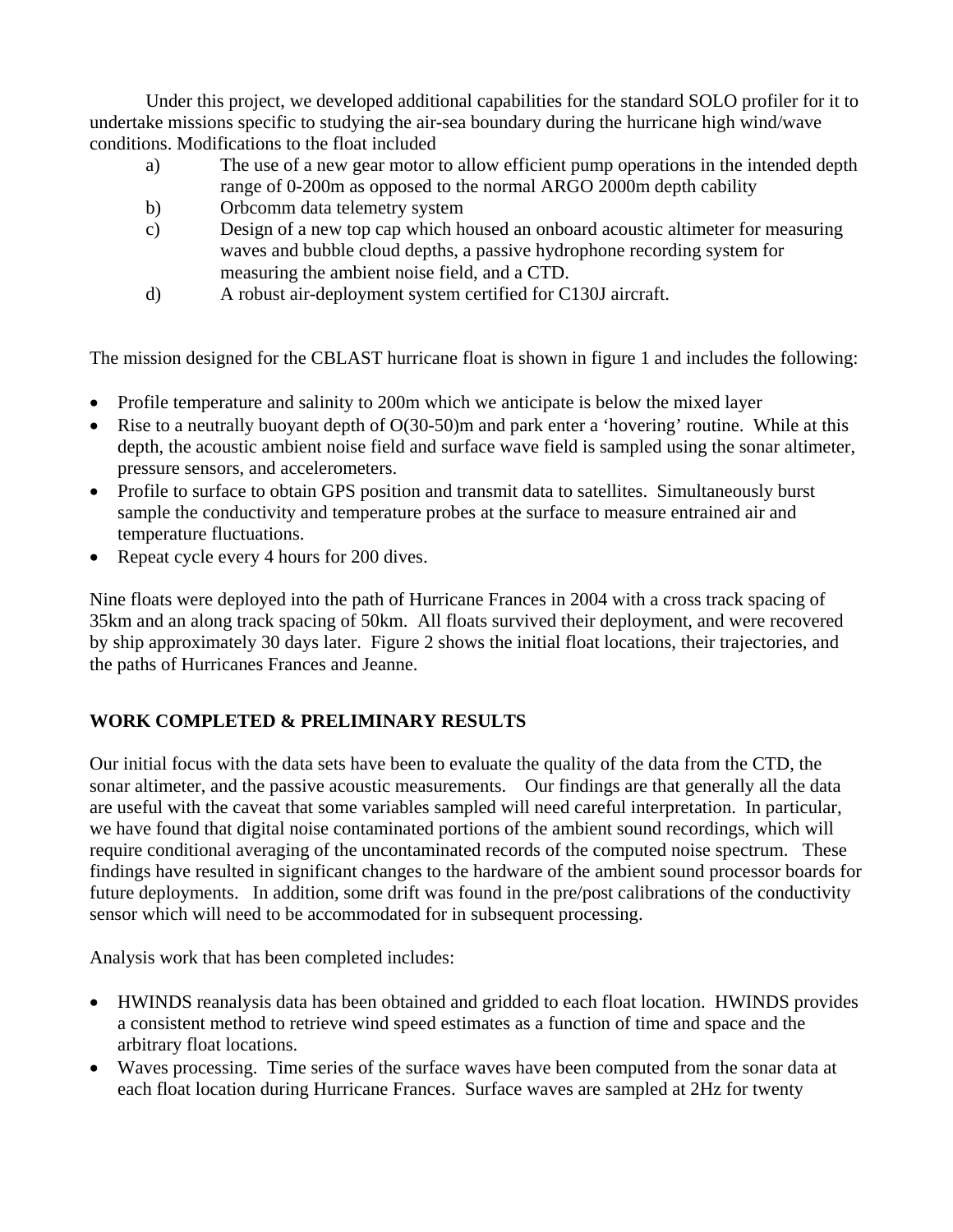Under this project, we developed additional capabilities for the standard SOLO profiler for it to undertake missions specific to studying the air-sea boundary during the hurricane high wind/wave conditions. Modifications to the float included

a) The use of a new gear motor to allow efficient pump operations in the intended depth range of 0-200m as opposed to the normal ARGO 2000m depth cability
b) Orbcomm data telemetry system
c) Design of a new top cap which housed an onboard acoustic altimeter for measuring waves and bubble cloud depths, a passive hydrophone recording system for measuring the ambient noise field, and a CTD.
d) A robust air-deployment system certified for C130J aircraft.

The mission designed for the CBLAST hurricane float is shown in figure 1 and includes the following:

- Profile temperature and salinity to 200m which we anticipate is below the mixed layer
- Rise to a neutrally buoyant depth of O(30-50)m and park enter a 'hovering' routine. While at this depth, the acoustic ambient noise field and surface wave field is sampled using the sonar altimeter, pressure sensors, and accelerometers.
- Profile to surface to obtain GPS position and transmit data to satellites. Simultaneously burst sample the conductivity and temperature probes at the surface to measure entrained air and temperature fluctuations.
- Repeat cycle every 4 hours for 200 dives.

Nine floats were deployed into the path of Hurricane Frances in 2004 with a cross track spacing of 35km and an along track spacing of 50km. All floats survived their deployment, and were recovered by ship approximately 30 days later. Figure 2 shows the initial float locations, their trajectories, and the paths of Hurricanes Frances and Jeanne.

## WORK COMPLETED & PRELIMINARY RESULTS

Our initial focus with the data sets have been to evaluate the quality of the data from the CTD, the sonar altimeter, and the passive acoustic measurements. Our findings are that generally all the data are useful with the caveat that some variables sampled will need careful interpretation. In particular, we have found that digital noise contaminated portions of the ambient sound recordings, which will require conditional averaging of the uncontaminated records of the computed noise spectrum. These findings have resulted in significant changes to the hardware of the ambient sound processor boards for future deployments. In addition, some drift was found in the pre/post calibrations of the conductivity sensor which will need to be accommodated for in subsequent processing.

Analysis work that has been completed includes:

- HWINDS reanalysis data has been obtained and gridded to each float location. HWINDS provides a consistent method to retrieve wind speed estimates as a function of time and space and the arbitrary float locations.
- Waves processing. Time series of the surface waves have been computed from the sonar data at each float location during Hurricane Frances. Surface waves are sampled at 2Hz for twenty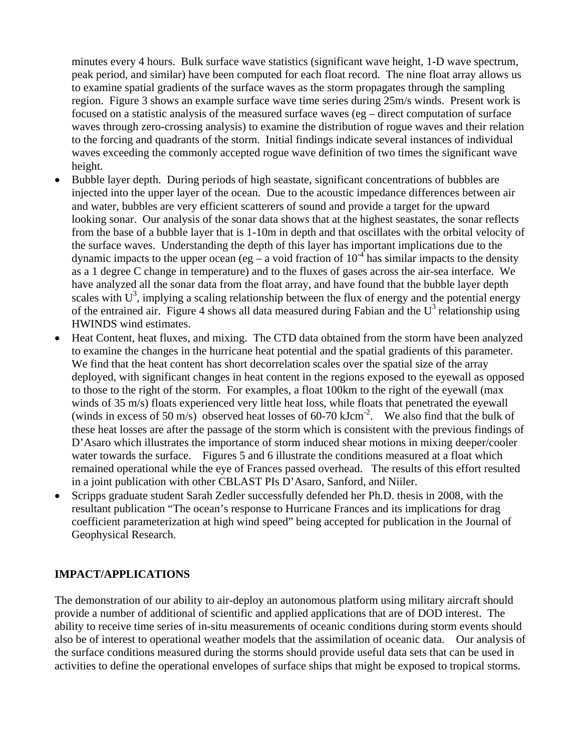minutes every 4 hours. Bulk surface wave statistics (significant wave height, 1-D wave spectrum, peak period, and similar) have been computed for each float record. The nine float array allows us to examine spatial gradients of the surface waves as the storm propagates through the sampling region. Figure 3 shows an example surface wave time series during 25m/s winds. Present work is focused on a statistic analysis of the measured surface waves (eg – direct computation of surface waves through zero-crossing analysis) to examine the distribution of rogue waves and their relation to the forcing and quadrants of the storm. Initial findings indicate several instances of individual waves exceeding the commonly accepted rogue wave definition of two times the significant wave height.

- Bubble layer depth. During periods of high seastate, significant concentrations of bubbles are injected into the upper layer of the ocean. Due to the acoustic impedance differences between air and water, bubbles are very efficient scatterers of sound and provide a target for the upward looking sonar. Our analysis of the sonar data shows that at the highest seastates, the sonar reflects from the base of a bubble layer that is 1-10m in depth and that oscillates with the orbital velocity of the surface waves. Understanding the depth of this layer has important implications due to the dynamic impacts to the upper ocean (eg – a void fraction of $10^{-4}$ has similar impacts to the density as a 1 degree C change in temperature) and to the fluxes of gases across the air-sea interface. We have analyzed all the sonar data from the float array, and have found that the bubble layer depth scales with $U^3$, implying a scaling relationship between the flux of energy and the potential energy of the entrained air. Figure 4 shows all data measured during Fabian and the $U^3$ relationship using HWINDS wind estimates.
- Heat Content, heat fluxes, and mixing. The CTD data obtained from the storm have been analyzed to examine the changes in the hurricane heat potential and the spatial gradients of this parameter. We find that the heat content has short decorrelation scales over the spatial size of the array deployed, with significant changes in heat content in the regions exposed to the eyewall as opposed to those to the right of the storm. For examples, a float 100km to the right of the eyewall (max winds of 35 m/s) floats experienced very little heat loss, while floats that penetrated the eyewall (winds in excess of 50 m/s) observed heat losses of 60-70 $\text{kJcm}^{-2}$. We also find that the bulk of these heat losses are after the passage of the storm which is consistent with the previous findings of D'Asaro which illustrates the importance of storm induced shear motions in mixing deeper/cooler water towards the surface. Figures 5 and 6 illustrate the conditions measured at a float which remained operational while the eye of Frances passed overhead. The results of this effort resulted in a joint publication with other CBLAST PIs D'Asaro, Sanford, and Niiler.
- Scripps graduate student Sarah Zedler successfully defended her Ph.D. thesis in 2008, with the resultant publication "The ocean's response to Hurricane Frances and its implications for drag coefficient parameterization at high wind speed" being accepted for publication in the Journal of Geophysical Research.

## IMPACT/APPLICATIONS

The demonstration of our ability to air-deploy an autonomous platform using military aircraft should provide a number of additional of scientific and applied applications that are of DOD interest. The ability to receive time series of in-situ measurements of oceanic conditions during storm events should also be of interest to operational weather models that the assimilation of oceanic data. Our analysis of the surface conditions measured during the storms should provide useful data sets that can be used in activities to define the operational envelopes of surface ships that might be exposed to tropical storms.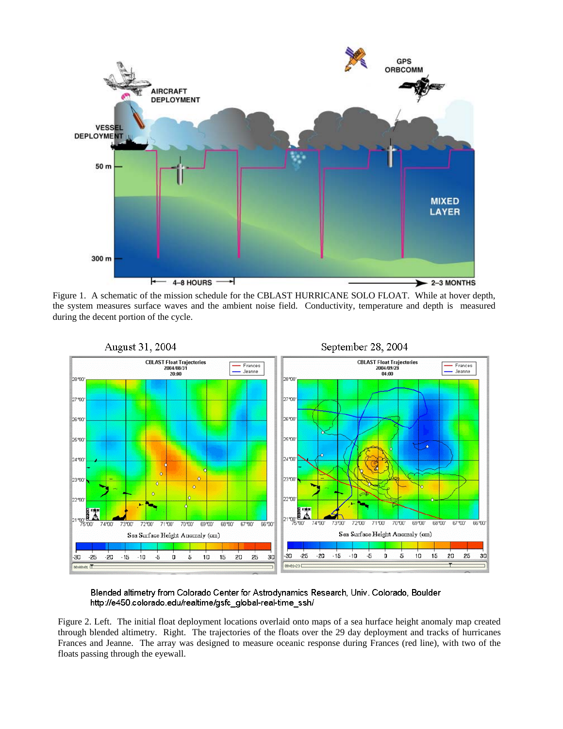Figure 1. A schematic of the mission schedule for the CBLAST HURRICANE SOLO FLOAT. While at hover depth, the system measures surface waves and the ambient noise field. Conductivity, temperature and depth is measured during the decent portion of the cycle.

Blended altimetry from Colorado Center for Astrodynamics Research, Univ. Colorado, Boulder
http://e450.colorado.edu/realtime/gsfc_global-real-time_ssh/

Figure 2. Left. The initial float deployment locations overlaid onto maps of a sea hurface height anomaly map created through blended altimetry. Right. The trajectories of the floats over the 29 day deployment and tracks of hurricanes Frances and Jeanne. The array was designed to measure oceanic response during Frances (red line), with two of the floats passing through the eyewall.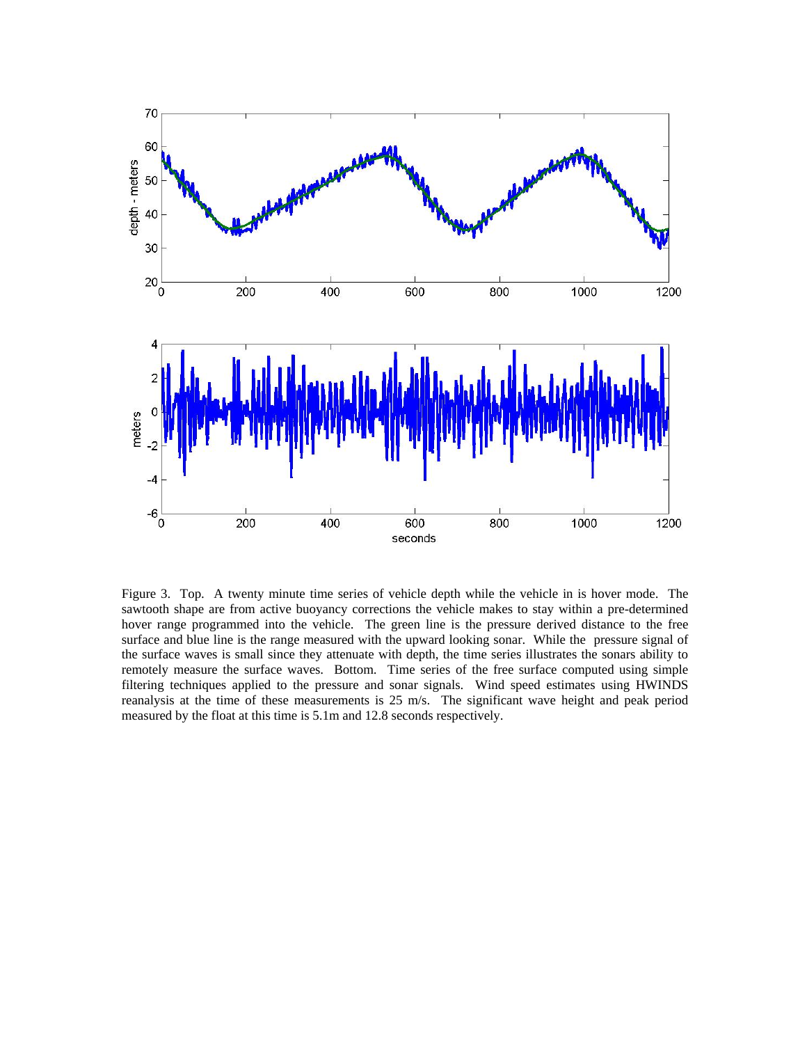Figure 3. Top. A twenty minute time series of vehicle depth while the vehicle in is hover mode. The sawtooth shape are from active buoyancy corrections the vehicle makes to stay within a pre-determined hover range programmed into the vehicle. The green line is the pressure derived distance to the free surface and blue line is the range measured with the upward looking sonar. While the pressure signal of the surface waves is small since they attenuate with depth, the time series illustrates the sonars ability to remotely measure the surface waves. Bottom. Time series of the free surface computed using simple filtering techniques applied to the pressure and sonar signals. Wind speed estimates using HWINDS reanalysis at the time of these measurements is 25 m/s. The significant wave height and peak period measured by the float at this time is 5.1m and 12.8 seconds respectively.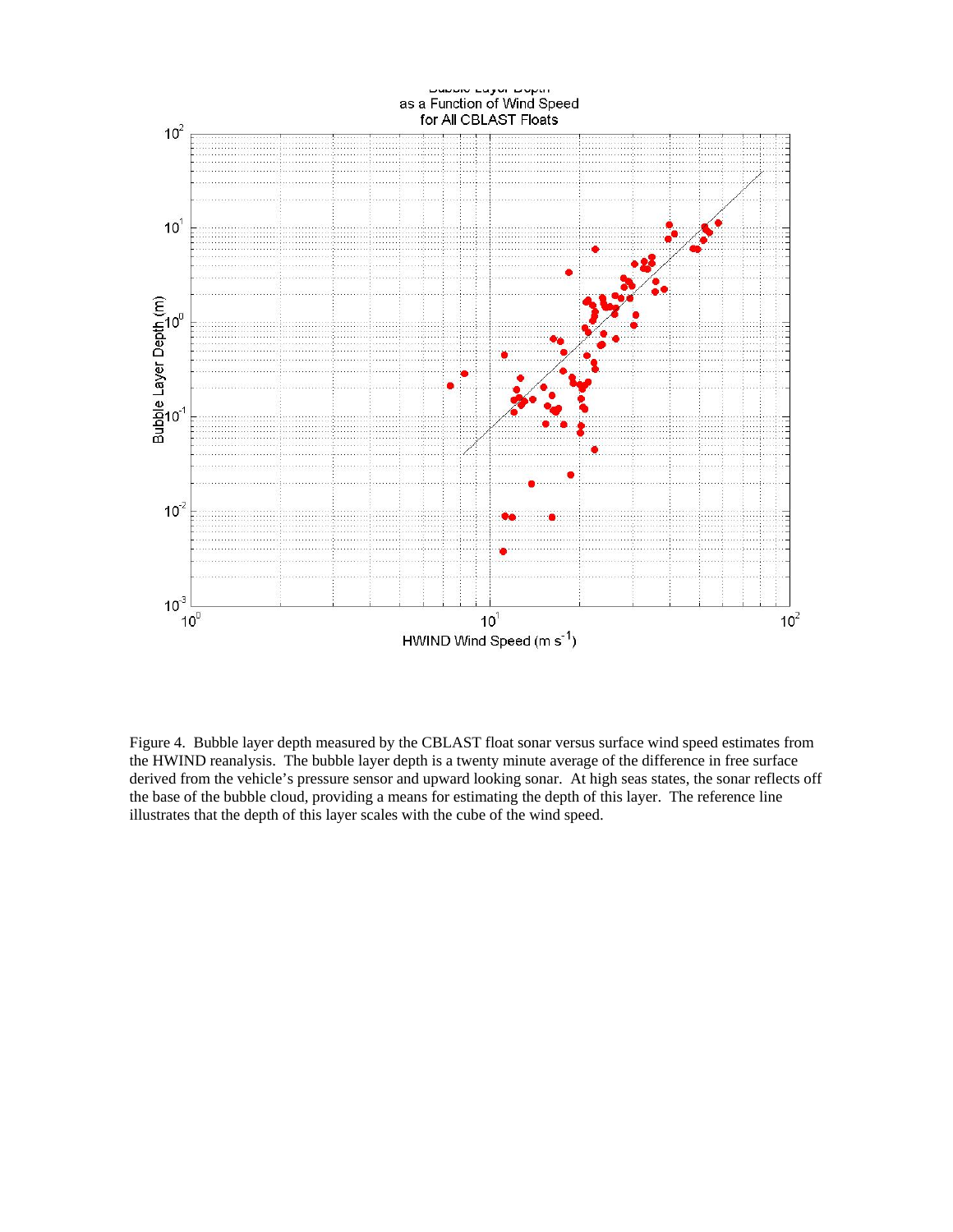Figure 4. Bubble layer depth measured by the CBLAST float sonar versus surface wind speed estimates from the HWIND reanalysis. The bubble layer depth is a twenty minute average of the difference in free surface derived from the vehicle's pressure sensor and upward looking sonar. At high seas states, the sonar reflects off the base of the bubble cloud, providing a means for estimating the depth of this layer. The reference line illustrates that the depth of this layer scales with the cube of the wind speed.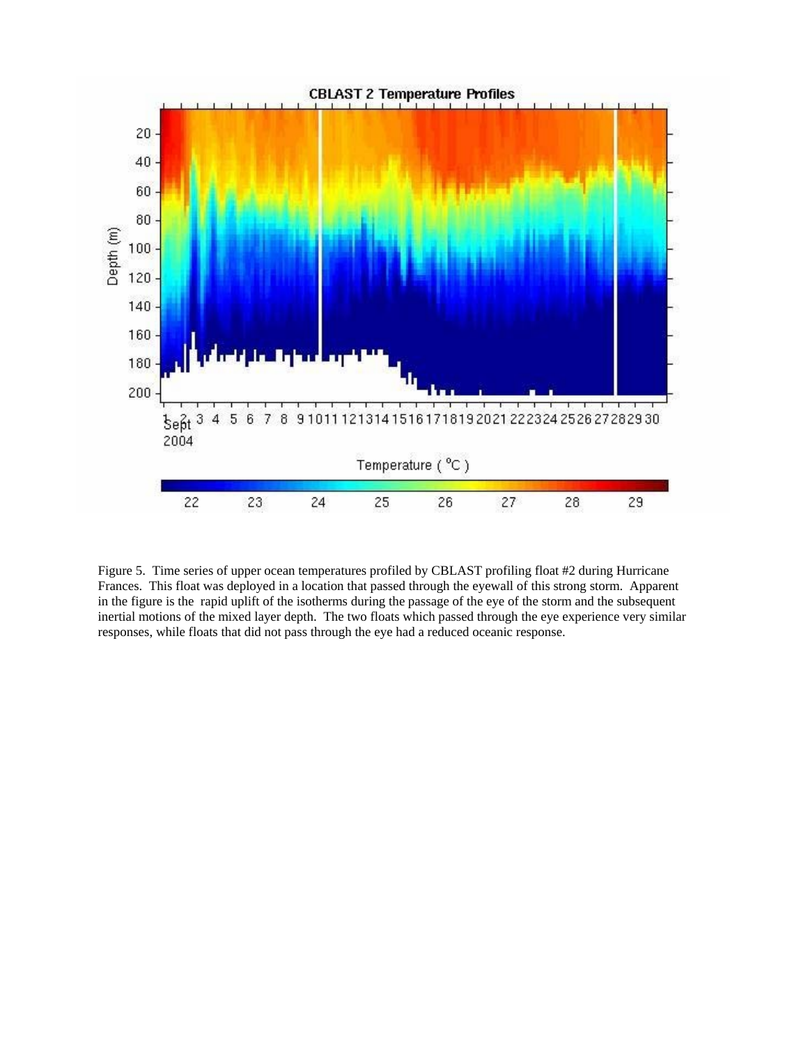Figure 5. Time series of upper ocean temperatures profiled by CBLAST profiling float #2 during Hurricane Frances. This float was deployed in a location that passed through the eyewall of this strong storm. Apparent in the figure is the rapid uplift of the isotherms during the passage of the eye of the storm and the subsequent inertial motions of the mixed layer depth. The two floats which passed through the eye experience very similar responses, while floats that did not pass through the eye had a reduced oceanic response.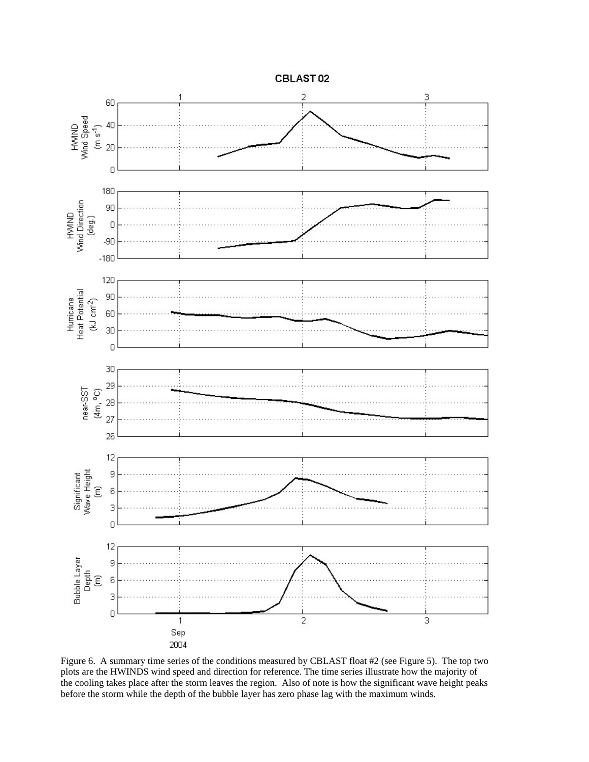CBLAST 02

1 2 3

HWIND Wind Speed ($m\ s^{-1}$)

60
40
20
0

HWIND Wind Direction (deg.)

180
90
0
-90
-180

Hurricane Heat Potential ($kJ\ cm^{-2}$)

120
90
60
30
0

near-SST (4m, $^oC$)

30
29
28
27
26

Significant Wave Height (m)

12
9
6
3
0

Bubble Layer Depth (m)

12
9
6
3
0

1 2 3

Sep
2004

Figure 6. A summary time series of the conditions measured by CBLAST float #2 (see Figure 5). The top two plots are the HWINDS wind speed and direction for reference. The time series illustrate how the majority of the cooling takes place after the storm leaves the region. Also of note is how the significant wave height peaks before the storm while the depth of the bubble layer has zero phase lag with the maximum winds.